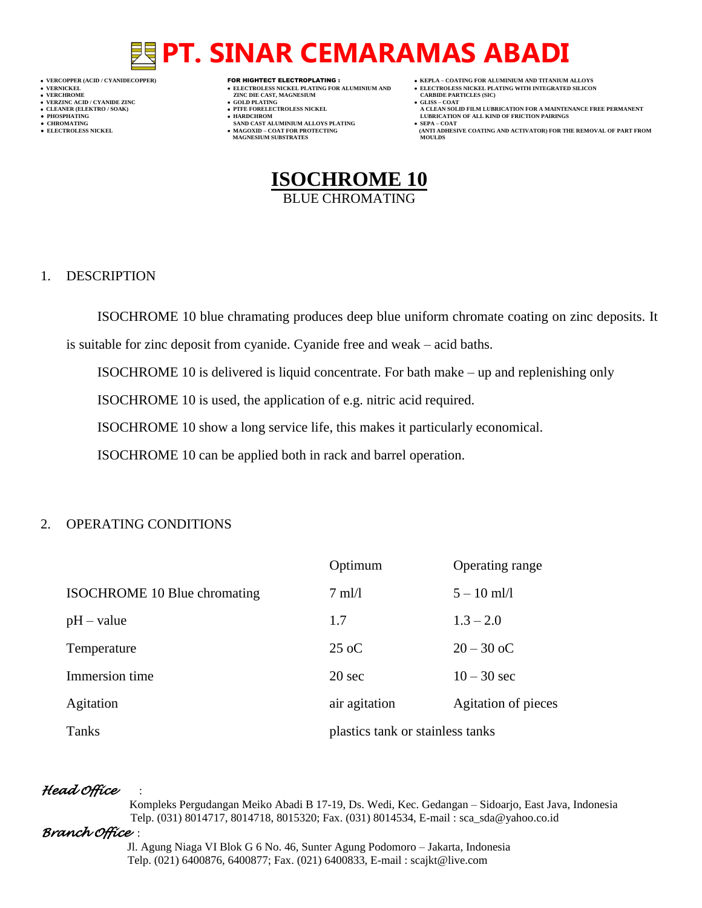# PT. SINAR CEMARAMAS ABADI

- VERCOPPER (ACID / CYANIDECOPPER)
- VERNICKEL
- VERCHROME
- VERZINC ACID / CYANIDE ZINC
- CLEANER (ELEKTRO / SOAK)
- PHOSPHATING
- CHROMATING
- ELECTROLESS NICKEL

**FOR HIGHTECT ELECTROPLATING :**

- ELECTROLESS NICKEL PLATING FOR ALUMINIUM AND ZINC DIE CAST, MAGNESIUM
- GOLD PLATING
- PTFE FORELECTROLESS NICKEL
- HARDCHROM SAND CAST ALUMINIUM ALLOYS PLATING
- MAGOXID – COAT FOR PROTECTING MAGNESIUM SUBSTRATES

- KEPLA – COATING FOR ALUMINIUM AND TITANIUM ALLOYS
- ELECTROLESS NICKEL PLATING WITH INTEGRATED SILICON CARBIDE PARTICLES (SIC)
- GLISS – COAT A CLEAN SOLID FILM LUBRICATION FOR A MAINTENANCE FREE PERMANENT LUBRICATION OF ALL KIND OF FRICTION PAIRINGS
- SEPA – COAT (ANTI ADHESIVE COATING AND ACTIVATOR) FOR THE REMOVAL OF PART FROM MOULDS

# ISOCHROME 10

BLUE CHROMATING

## 1. DESCRIPTION

ISOCHROME 10 blue chramating produces deep blue uniform chromate coating on zinc deposits. It is suitable for zinc deposit from cyanide. Cyanide free and weak – acid baths.

ISOCHROME 10 is delivered is liquid concentrate. For bath make – up and replenishing only

ISOCHROME 10 is used, the application of e.g. nitric acid required.

ISOCHROME 10 show a long service life, this makes it particularly economical.

ISOCHROME 10 can be applied both in rack and barrel operation.

## 2. OPERATING CONDITIONS

| | Optimum | Operating range |
|---|---|---|
| ISOCHROME 10 Blue chromating | 7 ml/l | 5 – 10 ml/l |
| pH – value | 1.7 | 1.3 – 2.0 |
| Temperature | 25 oC | 20 – 30 oC |
| Immersion time | 20 sec | 10 – 30 sec |
| Agitation | air agitation | Agitation of pieces |
| Tanks | plastics tank or stainless tanks | |

*Head Office* :

Kompleks Pergudangan Meiko Abadi B 17-19, Ds. Wedi, Kec. Gedangan – Sidoarjo, East Java, Indonesia
Telp. (031) 8014717, 8014718, 8015320; Fax. (031) 8014534, E-mail : sca_sda@yahoo.co.id

*Branch Office* :

Jl. Agung Niaga VI Blok G 6 No. 46, Sunter Agung Podomoro – Jakarta, Indonesia
Telp. (021) 6400876, 6400877; Fax. (021) 6400833, E-mail : scajkt@live.com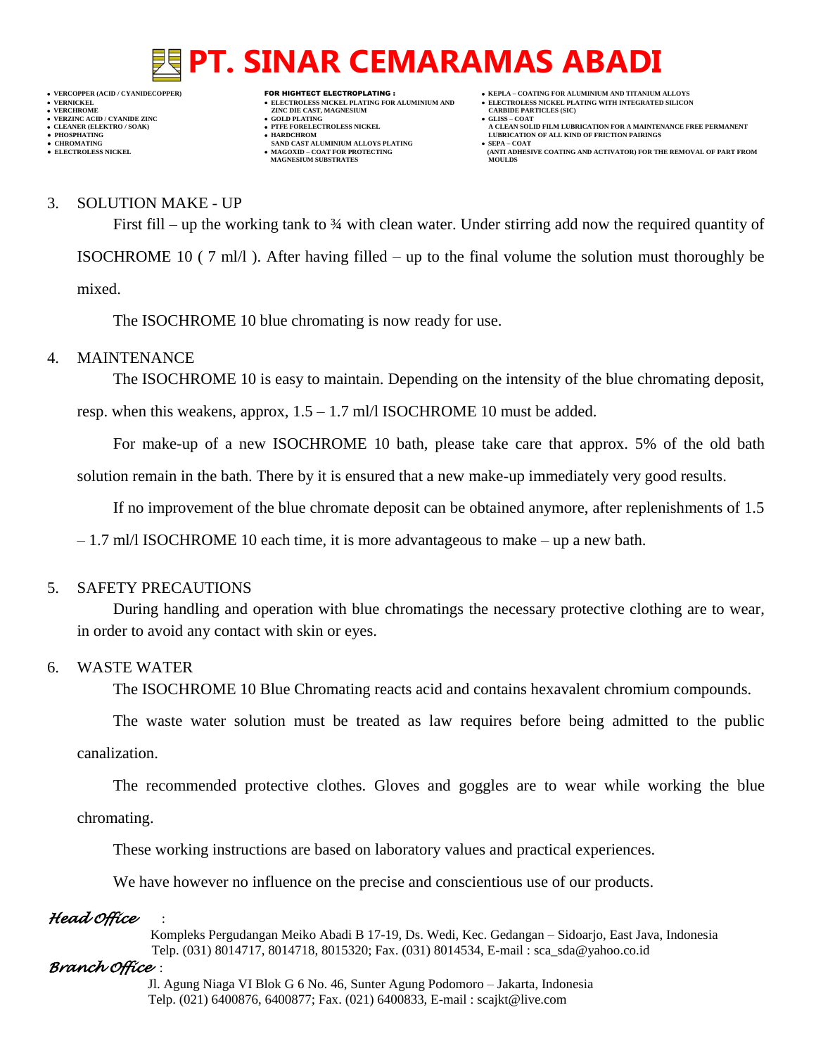3. SOLUTION MAKE - UP

First fill – up the working tank to ¾ with clean water. Under stirring add now the required quantity of ISOCHROME 10 ( 7 ml/l ). After having filled – up to the final volume the solution must thoroughly be mixed.

The ISOCHROME 10 blue chromating is now ready for use.

4. MAINTENANCE

The ISOCHROME 10 is easy to maintain. Depending on the intensity of the blue chromating deposit, resp. when this weakens, approx, 1.5 – 1.7 ml/l ISOCHROME 10 must be added.

For make-up of a new ISOCHROME 10 bath, please take care that approx. 5% of the old bath solution remain in the bath. There by it is ensured that a new make-up immediately very good results.

If no improvement of the blue chromate deposit can be obtained anymore, after replenishments of 1.5 – 1.7 ml/l ISOCHROME 10 each time, it is more advantageous to make – up a new bath.

5. SAFETY PRECAUTIONS

During handling and operation with blue chromatings the necessary protective clothing are to wear, in order to avoid any contact with skin or eyes.

6. WASTE WATER

The ISOCHROME 10 Blue Chromating reacts acid and contains hexavalent chromium compounds.

The waste water solution must be treated as law requires before being admitted to the public canalization.

The recommended protective clothes. Gloves and goggles are to wear while working the blue chromating.

These working instructions are based on laboratory values and practical experiences.

We have however no influence on the precise and conscientious use of our products.